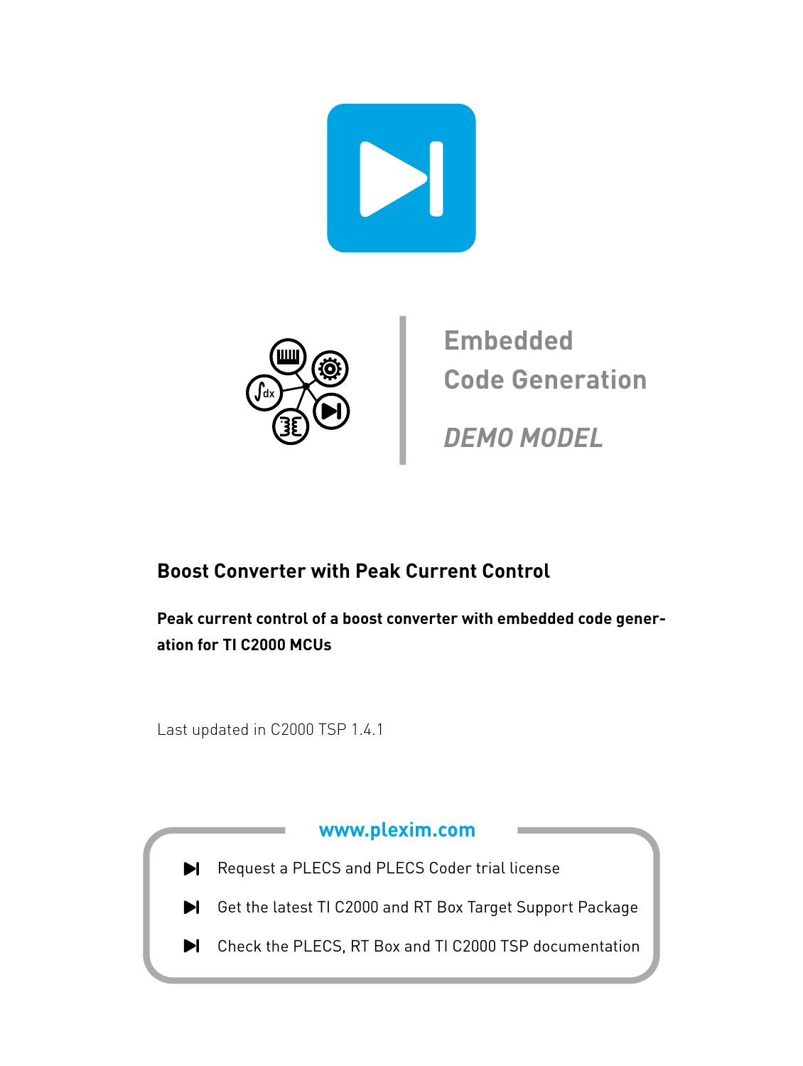Embedded
Code Generation

*DEMO MODEL*

# Boost Converter with Peak Current Control

**Peak current control of a boost converter with embedded code generation for TI C2000 MCUs**

Last updated in C2000 TSP 1.4.1

**www.plexim.com**

- Request a PLECS and PLECS Coder trial license
- Get the latest TI C2000 and RT Box Target Support Package
- Check the PLECS, RT Box and TI C2000 TSP documentation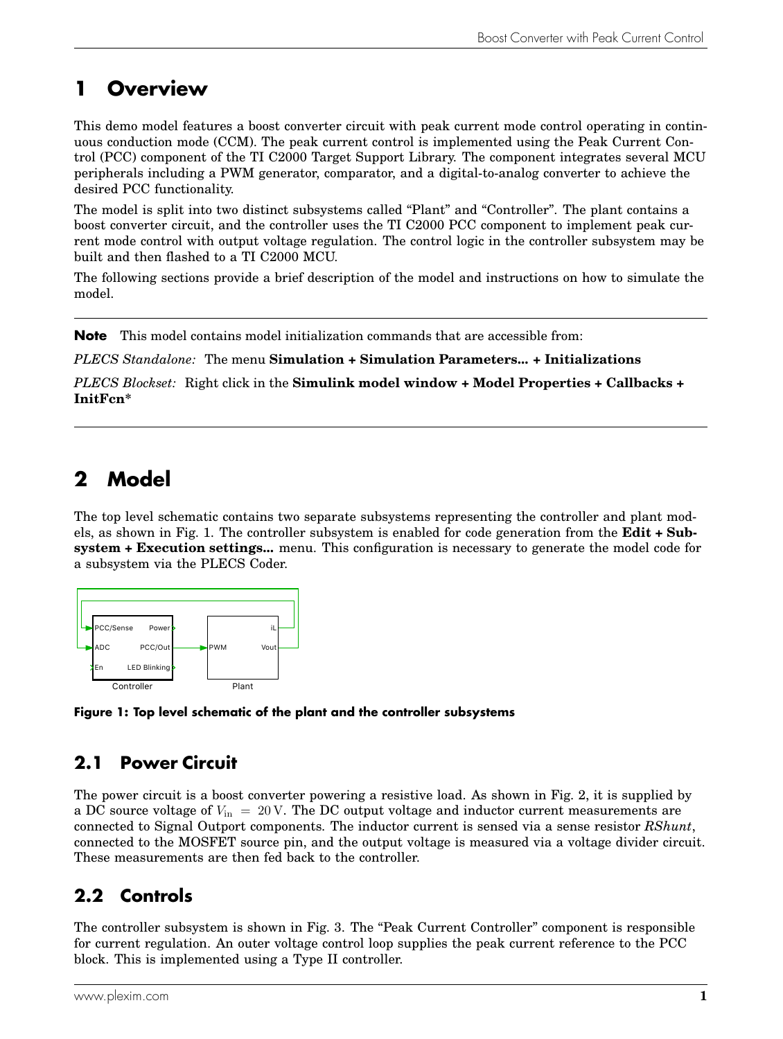# 1 Overview

This demo model features a boost converter circuit with peak current mode control operating in continuous conduction mode (CCM). The peak current control is implemented using the Peak Current Control (PCC) component of the TI C2000 Target Support Library. The component integrates several MCU peripherals including a PWM generator, comparator, and a digital-to-analog converter to achieve the desired PCC functionality.

The model is split into two distinct subsystems called "Plant" and "Controller". The plant contains a boost converter circuit, and the controller uses the TI C2000 PCC component to implement peak current mode control with output voltage regulation. The control logic in the controller subsystem may be built and then flashed to a TI C2000 MCU.

The following sections provide a brief description of the model and instructions on how to simulate the model.

---

**Note** This model contains model initialization commands that are accessible from:

*PLECS Standalone:* The menu **Simulation + Simulation Parameters... + Initializations**

*PLECS Blockset:* Right click in the **Simulink model window + Model Properties + Callbacks + InitFcn***

---

# 2 Model

The top level schematic contains two separate subsystems representing the controller and plant models, as shown in Fig. 1. The controller subsystem is enabled for code generation from the **Edit + Subsystem + Execution settings...** menu. This configuration is necessary to generate the model code for a subsystem via the PLECS Coder.

PCC/Sense
ADC
En
Power
PCC/Out
LED Blinking
Controller
PWM
iL
Vout
Plant

**Figure 1: Top level schematic of the plant and the controller subsystems**

## 2.1 Power Circuit

The power circuit is a boost converter powering a resistive load. As shown in Fig. 2, it is supplied by a DC source voltage of $V_{\text{in}} = 20\,\text{V}$. The DC output voltage and inductor current measurements are connected to Signal Outport components. The inductor current is sensed via a sense resistor *RShunt*, connected to the MOSFET source pin, and the output voltage is measured via a voltage divider circuit. These measurements are then fed back to the controller.

## 2.2 Controls

The controller subsystem is shown in Fig. 3. The "Peak Current Controller" component is responsible for current regulation. An outer voltage control loop supplies the peak current reference to the PCC block. This is implemented using a Type II controller.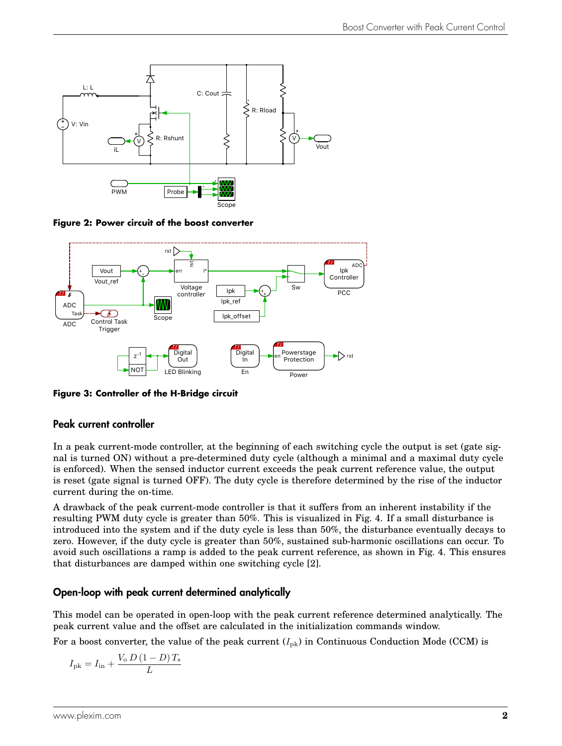L: L

V: Vin

C: Cout

R: Rload

R: Rshunt

iL

Vout

PWM

Probe

Scope

**Figure 2: Power circuit of the boost converter**

rst

Vout

Vout_ref

err

I*

Voltage controller

Sw

Ipk

Ipk_ref

Ipk_offset

Ipk Controller

ADC

PCC

ADC

Task

ADC

Control Task Trigger

Scope

z^-1

NOT

Digital Out

LED Blinking

Digital In

En

en

Powerstage Protection

Power

rst

**Figure 3: Controller of the H-Bridge circuit**

## Peak current controller

In a peak current-mode controller, at the beginning of each switching cycle the output is set (gate signal is turned ON) without a pre-determined duty cycle (although a minimal and a maximal duty cycle is enforced). When the sensed inductor current exceeds the peak current reference value, the output is reset (gate signal is turned OFF). The duty cycle is therefore determined by the rise of the inductor current during the on-time.

A drawback of the peak current-mode controller is that it suffers from an inherent instability if the resulting PWM duty cycle is greater than 50%. This is visualized in Fig. 4. If a small disturbance is introduced into the system and if the duty cycle is less than 50%, the disturbance eventually decays to zero. However, if the duty cycle is greater than 50%, sustained sub-harmonic oscillations can occur. To avoid such oscillations a ramp is added to the peak current reference, as shown in Fig. 4. This ensures that disturbances are damped within one switching cycle [2].

## Open-loop with peak current determined analytically

This model can be operated in open-loop with the peak current reference determined analytically. The peak current value and the offset are calculated in the initialization commands window.

For a boost converter, the value of the peak current ($I_{\text{pk}}$) in Continuous Conduction Mode (CCM) is

$$I_{\text{pk}} = I_{\text{in}} + \frac{V_{\text{o}}\, D\,(1-D)\, T_{\text{s}}}{L}$$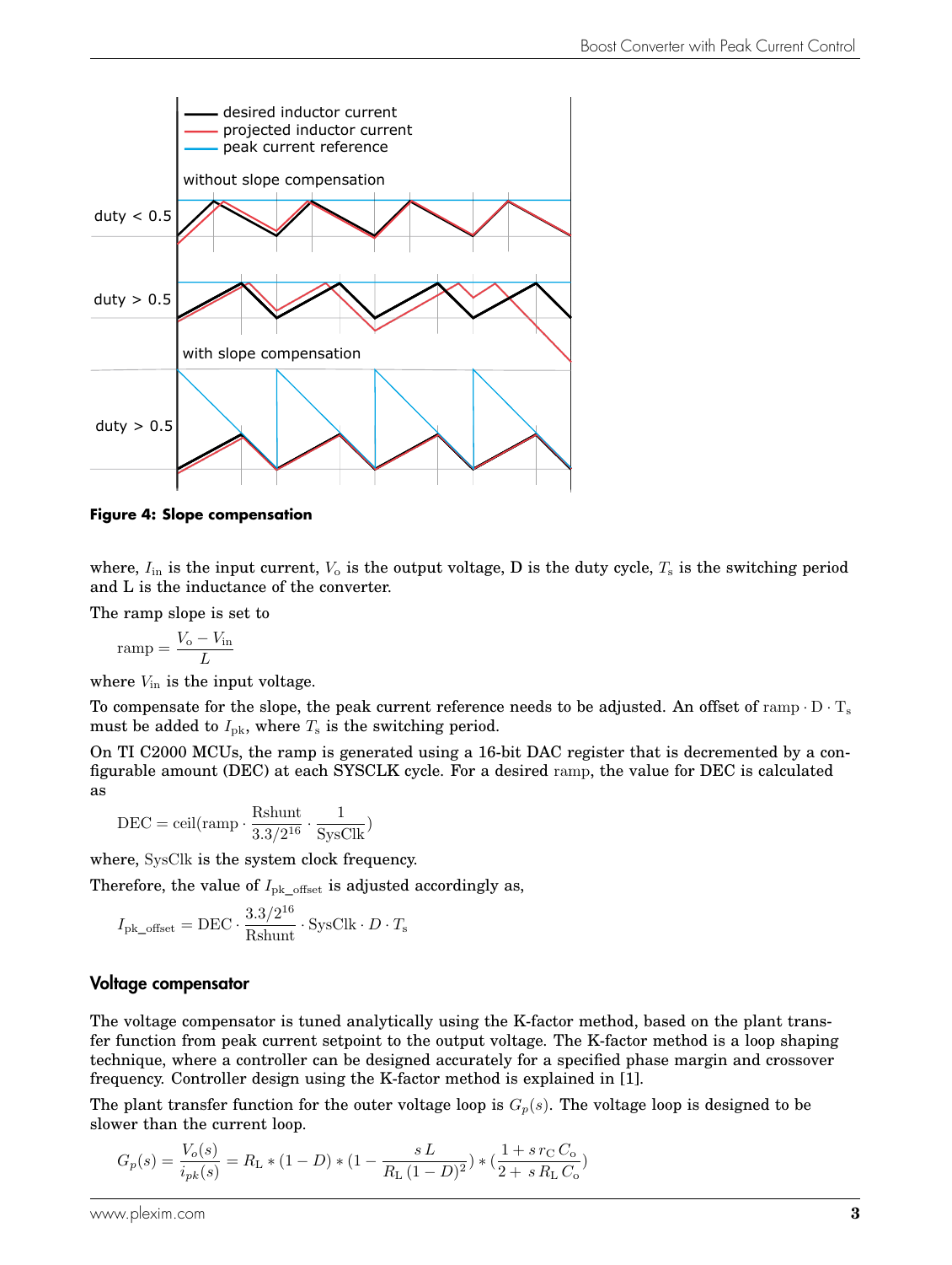desired inductor current

projected inductor current

peak current reference

without slope compensation

duty < 0.5

duty > 0.5

with slope compensation

duty > 0.5

**Figure 4: Slope compensation**

where, $I_{\text{in}}$ is the input current, $V_{\text{o}}$ is the output voltage, D is the duty cycle, $T_{\text{s}}$ is the switching period and L is the inductance of the converter.

The ramp slope is set to

$$\text{ramp} = \frac{V_{\text{o}} - V_{\text{in}}}{L}$$

where $V_{\text{in}}$ is the input voltage.

To compensate for the slope, the peak current reference needs to be adjusted. An offset of $\text{ramp} \cdot \text{D} \cdot \text{T}_{\text{s}}$ must be added to $I_{\text{pk}}$, where $T_{\text{s}}$ is the switching period.

On TI C2000 MCUs, the ramp is generated using a 16-bit DAC register that is decremented by a configurable amount (DEC) at each SYSCLK cycle. For a desired ramp, the value for DEC is calculated as

$$\text{DEC} = \text{ceil}(\text{ramp} \cdot \frac{\text{Rshunt}}{3.3/2^{16}} \cdot \frac{1}{\text{SysClk}})$$

where, SysClk is the system clock frequency.

Therefore, the value of $I_{\text{pk\_offset}}$ is adjusted accordingly as,

$$I_{\text{pk\_offset}} = \text{DEC} \cdot \frac{3.3/2^{16}}{\text{Rshunt}} \cdot \text{SysClk} \cdot D \cdot T_{\text{s}}$$

### Voltage compensator

The voltage compensator is tuned analytically using the K-factor method, based on the plant transfer function from peak current setpoint to the output voltage. The K-factor method is a loop shaping technique, where a controller can be designed accurately for a specified phase margin and crossover frequency. Controller design using the K-factor method is explained in [1].

The plant transfer function for the outer voltage loop is $G_p(s)$. The voltage loop is designed to be slower than the current loop.

$$G_p(s) = \frac{V_o(s)}{i_{pk}(s)} = R_{\text{L}} * (1 - D) * (1 - \frac{s\,L}{R_{\text{L}}\,(1-D)^2}) * (\frac{1 + s\,r_{\text{C}}\,C_{\text{o}}}{2 + \,s\,R_{\text{L}}\,C_{\text{o}}})$$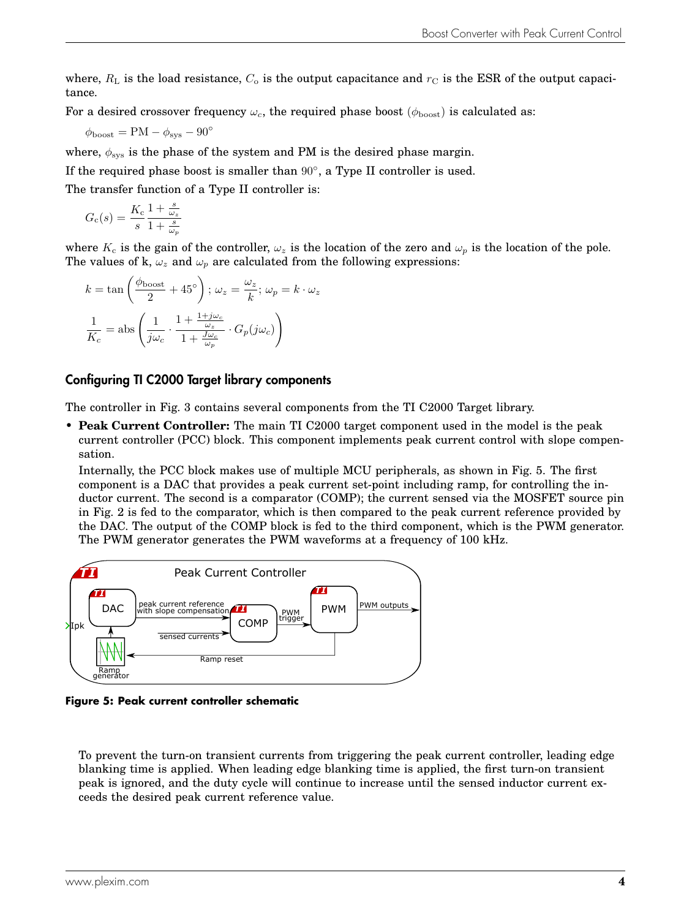where, $R_{\mathrm{L}}$ is the load resistance, $C_{\mathrm{o}}$ is the output capacitance and $r_{\mathrm{C}}$ is the ESR of the output capacitance.

For a desired crossover frequency $\omega_c$, the required phase boost ($\phi_{\mathrm{boost}}$) is calculated as:

$$\phi_{\mathrm{boost}} = \mathrm{PM} - \phi_{\mathrm{sys}} - 90^\circ$$

where, $\phi_{\mathrm{sys}}$ is the phase of the system and PM is the desired phase margin.

If the required phase boost is smaller than $90^\circ$, a Type II controller is used.

The transfer function of a Type II controller is:

$$G_{\mathrm{c}}(s) = \frac{K_{\mathrm{c}}}{s} \frac{1 + \frac{s}{\omega_z}}{1 + \frac{s}{\omega_p}}$$

where $K_{\mathrm{c}}$ is the gain of the controller, $\omega_z$ is the location of the zero and $\omega_p$ is the location of the pole. The values of k, $\omega_z$ and $\omega_p$ are calculated from the following expressions:

$$k = \tan\left(\frac{\phi_{\mathrm{boost}}}{2} + 45^\circ\right); \; \omega_z = \frac{\omega_z}{k}; \; \omega_p = k \cdot \omega_z$$

$$\frac{1}{K_c} = \mathrm{abs}\left(\frac{1}{j\omega_c} \cdot \frac{1 + \frac{1 + j\omega_c}{\omega_z}}{1 + \frac{J\omega_c}{\omega_p}} \cdot G_p(j\omega_c)\right)$$

## Configuring TI C2000 Target library components

The controller in Fig. 3 contains several components from the TI C2000 Target library.

- **Peak Current Controller:** The main TI C2000 target component used in the model is the peak current controller (PCC) block. This component implements peak current control with slope compensation.

  Internally, the PCC block makes use of multiple MCU peripherals, as shown in Fig. 5. The first component is a DAC that provides a peak current set-point including ramp, for controlling the inductor current. The second is a comparator (COMP); the current sensed via the MOSFET source pin in Fig. 2 is fed to the comparator, which is then compared to the peak current reference provided by the DAC. The output of the COMP block is fed to the third component, which is the PWM generator. The PWM generator generates the PWM waveforms at a frequency of 100 kHz.

**Figure 5: Peak current controller schematic**

To prevent the turn-on transient currents from triggering the peak current controller, leading edge blanking time is applied. When leading edge blanking time is applied, the first turn-on transient peak is ignored, and the duty cycle will continue to increase until the sensed inductor current exceeds the desired peak current reference value.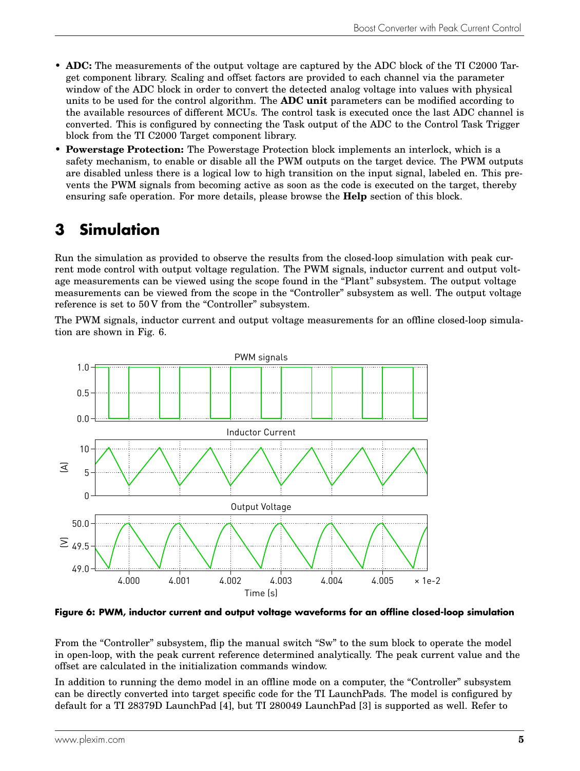- **ADC:** The measurements of the output voltage are captured by the ADC block of the TI C2000 Target component library. Scaling and offset factors are provided to each channel via the parameter window of the ADC block in order to convert the detected analog voltage into values with physical units to be used for the control algorithm. The **ADC unit** parameters can be modified according to the available resources of different MCUs. The control task is executed once the last ADC channel is converted. This is configured by connecting the Task output of the ADC to the Control Task Trigger block from the TI C2000 Target component library.
- **Powerstage Protection:** The Powerstage Protection block implements an interlock, which is a safety mechanism, to enable or disable all the PWM outputs on the target device. The PWM outputs are disabled unless there is a logical low to high transition on the input signal, labeled en. This prevents the PWM signals from becoming active as soon as the code is executed on the target, thereby ensuring safe operation. For more details, please browse the **Help** section of this block.

# 3 Simulation

Run the simulation as provided to observe the results from the closed-loop simulation with peak current mode control with output voltage regulation. The PWM signals, inductor current and output voltage measurements can be viewed using the scope found in the "Plant" subsystem. The output voltage measurements can be viewed from the scope in the "Controller" subsystem as well. The output voltage reference is set to 50 V from the "Controller" subsystem.

The PWM signals, inductor current and output voltage measurements for an offline closed-loop simulation are shown in Fig. 6.

PWM signals
1.0
0.5
0.0
Inductor Current
10
5
0
[A]
Output Voltage
50.0
49.5
49.0
[V]
4.000
4.001
4.002
4.003
4.004
4.005
× 1e-2
Time [s]

**Figure 6: PWM, inductor current and output voltage waveforms for an offline closed-loop simulation**

From the "Controller" subsystem, flip the manual switch "Sw" to the sum block to operate the model in open-loop, with the peak current reference determined analytically. The peak current value and the offset are calculated in the initialization commands window.

In addition to running the demo model in an offline mode on a computer, the "Controller" subsystem can be directly converted into target specific code for the TI LaunchPads. The model is configured by default for a TI 28379D LaunchPad [4], but TI 280049 LaunchPad [3] is supported as well. Refer to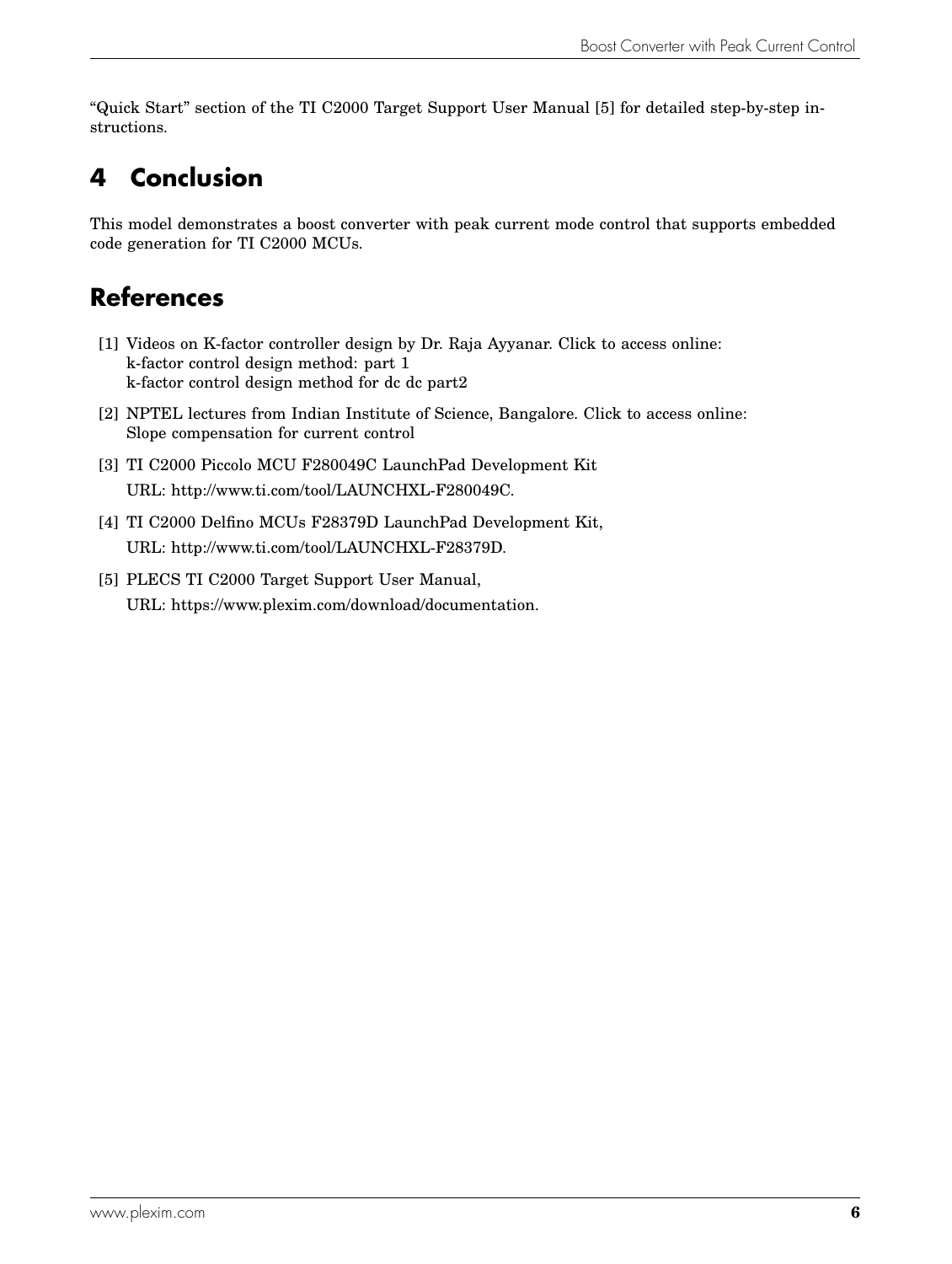"Quick Start" section of the TI C2000 Target Support User Manual [5] for detailed step-by-step instructions.

# 4 Conclusion

This model demonstrates a boost converter with peak current mode control that supports embedded code generation for TI C2000 MCUs.

# References

[1] Videos on K-factor controller design by Dr. Raja Ayyanar. Click to access online:
k-factor control design method: part 1
k-factor control design method for dc dc part2

[2] NPTEL lectures from Indian Institute of Science, Bangalore. Click to access online:
Slope compensation for current control

[3] TI C2000 Piccolo MCU F280049C LaunchPad Development Kit
URL: http://www.ti.com/tool/LAUNCHXL-F280049C.

[4] TI C2000 Delfino MCUs F28379D LaunchPad Development Kit,
URL: http://www.ti.com/tool/LAUNCHXL-F28379D.

[5] PLECS TI C2000 Target Support User Manual,
URL: https://www.plexim.com/download/documentation.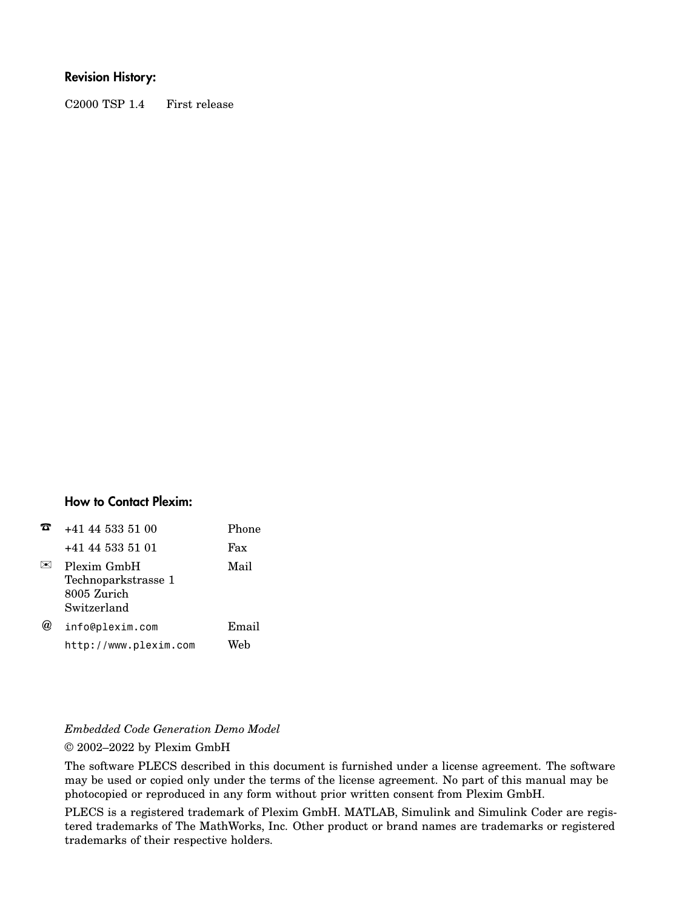### Revision History:

| | |
|---|---|
| C2000 TSP 1.4 | First release |

### How to Contact Plexim:

| | | |
|---|---|---|
| ☎ | +41 44 533 51 00 | Phone |
| | +41 44 533 51 01 | Fax |
| ✉ | Plexim GmbH<br>Technoparkstrasse 1<br>8005 Zurich<br>Switzerland | Mail |
| @ | `info@plexim.com` | Email |
| | `http://www.plexim.com` | Web |

*Embedded Code Generation Demo Model*

© 2002–2022 by Plexim GmbH

The software PLECS described in this document is furnished under a license agreement. The software may be used or copied only under the terms of the license agreement. No part of this manual may be photocopied or reproduced in any form without prior written consent from Plexim GmbH.

PLECS is a registered trademark of Plexim GmbH. MATLAB, Simulink and Simulink Coder are registered trademarks of The MathWorks, Inc. Other product or brand names are trademarks or registered trademarks of their respective holders.